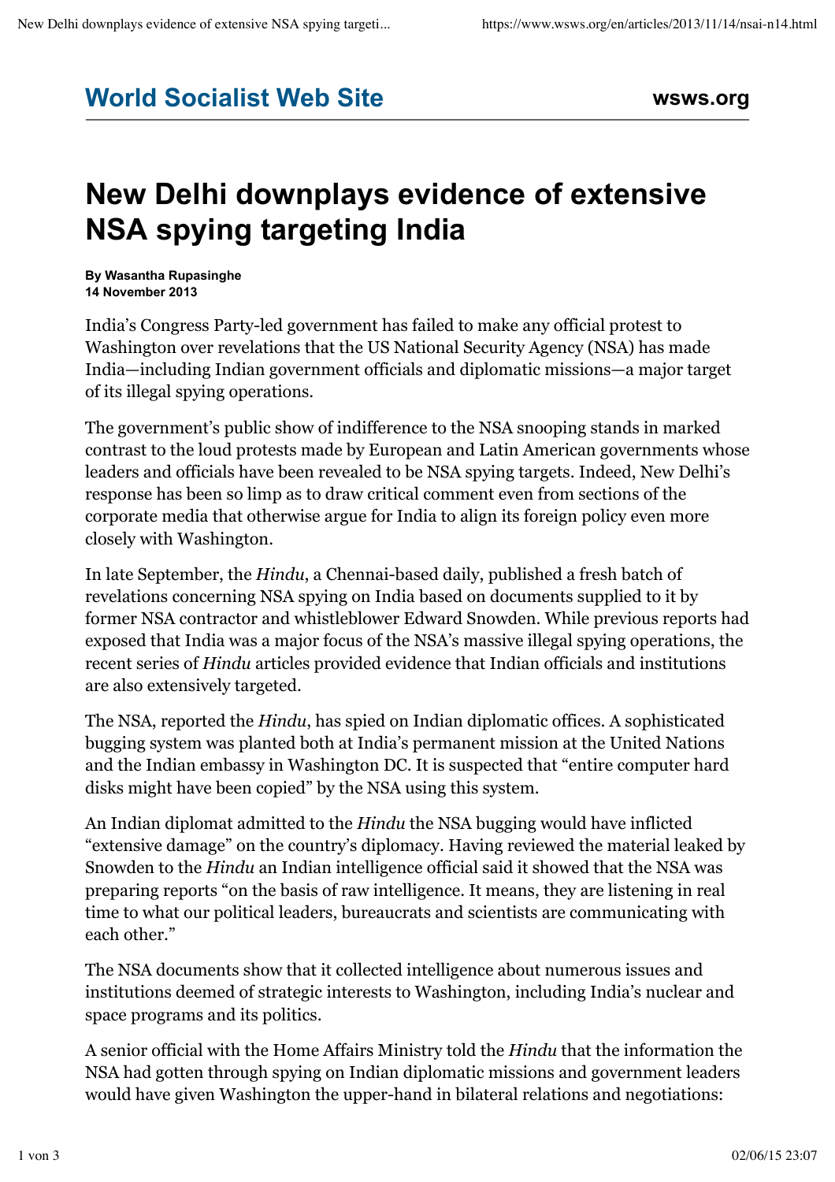**World Socialist Web Site** **wsws.org**

# New Delhi downplays evidence of extensive NSA spying targeting India

**By Wasantha Rupasinghe**
**14 November 2013**

India's Congress Party-led government has failed to make any official protest to Washington over revelations that the US National Security Agency (NSA) has made India—including Indian government officials and diplomatic missions—a major target of its illegal spying operations.

The government's public show of indifference to the NSA snooping stands in marked contrast to the loud protests made by European and Latin American governments whose leaders and officials have been revealed to be NSA spying targets. Indeed, New Delhi's response has been so limp as to draw critical comment even from sections of the corporate media that otherwise argue for India to align its foreign policy even more closely with Washington.

In late September, the *Hindu*, a Chennai-based daily, published a fresh batch of revelations concerning NSA spying on India based on documents supplied to it by former NSA contractor and whistleblower Edward Snowden. While previous reports had exposed that India was a major focus of the NSA's massive illegal spying operations, the recent series of *Hindu* articles provided evidence that Indian officials and institutions are also extensively targeted.

The NSA, reported the *Hindu*, has spied on Indian diplomatic offices. A sophisticated bugging system was planted both at India's permanent mission at the United Nations and the Indian embassy in Washington DC. It is suspected that "entire computer hard disks might have been copied" by the NSA using this system.

An Indian diplomat admitted to the *Hindu* the NSA bugging would have inflicted "extensive damage" on the country's diplomacy. Having reviewed the material leaked by Snowden to the *Hindu* an Indian intelligence official said it showed that the NSA was preparing reports "on the basis of raw intelligence. It means, they are listening in real time to what our political leaders, bureaucrats and scientists are communicating with each other."

The NSA documents show that it collected intelligence about numerous issues and institutions deemed of strategic interests to Washington, including India's nuclear and space programs and its politics.

A senior official with the Home Affairs Ministry told the *Hindu* that the information the NSA had gotten through spying on Indian diplomatic missions and government leaders would have given Washington the upper-hand in bilateral relations and negotiations: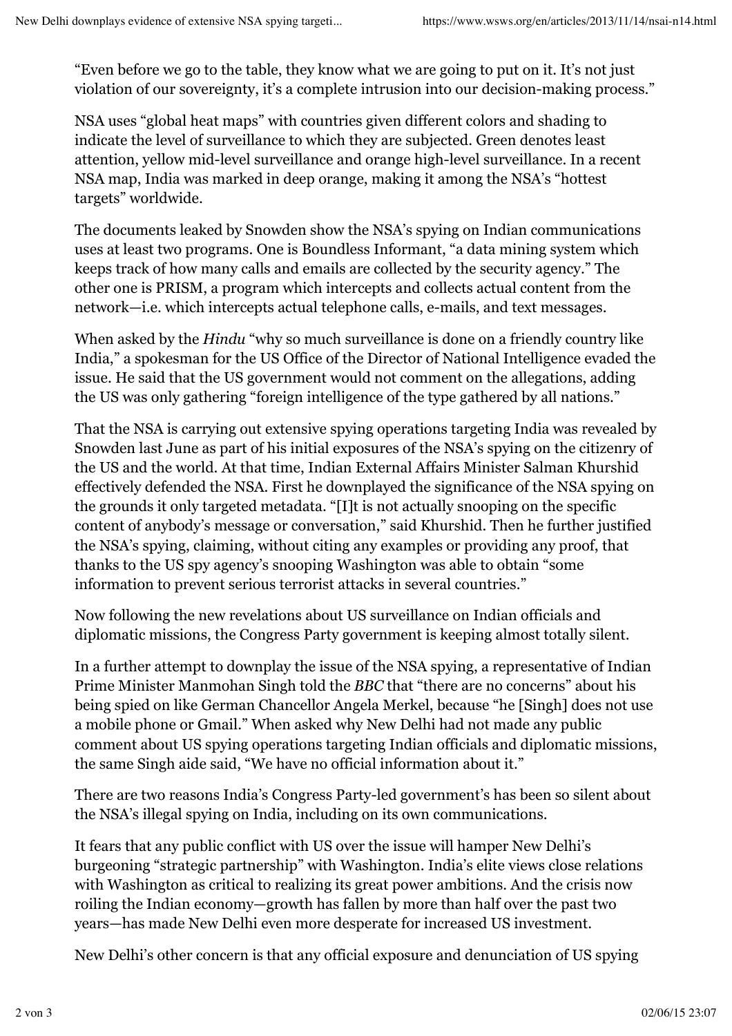"Even before we go to the table, they know what we are going to put on it. It's not just violation of our sovereignty, it's a complete intrusion into our decision-making process."

NSA uses "global heat maps" with countries given different colors and shading to indicate the level of surveillance to which they are subjected. Green denotes least attention, yellow mid-level surveillance and orange high-level surveillance. In a recent NSA map, India was marked in deep orange, making it among the NSA's "hottest targets" worldwide.

The documents leaked by Snowden show the NSA's spying on Indian communications uses at least two programs. One is Boundless Informant, "a data mining system which keeps track of how many calls and emails are collected by the security agency." The other one is PRISM, a program which intercepts and collects actual content from the network—i.e. which intercepts actual telephone calls, e-mails, and text messages.

When asked by the *Hindu* "why so much surveillance is done on a friendly country like India," a spokesman for the US Office of the Director of National Intelligence evaded the issue. He said that the US government would not comment on the allegations, adding the US was only gathering "foreign intelligence of the type gathered by all nations."

That the NSA is carrying out extensive spying operations targeting India was revealed by Snowden last June as part of his initial exposures of the NSA's spying on the citizenry of the US and the world. At that time, Indian External Affairs Minister Salman Khurshid effectively defended the NSA. First he downplayed the significance of the NSA spying on the grounds it only targeted metadata. "[I]t is not actually snooping on the specific content of anybody's message or conversation," said Khurshid. Then he further justified the NSA's spying, claiming, without citing any examples or providing any proof, that thanks to the US spy agency's snooping Washington was able to obtain "some information to prevent serious terrorist attacks in several countries."

Now following the new revelations about US surveillance on Indian officials and diplomatic missions, the Congress Party government is keeping almost totally silent.

In a further attempt to downplay the issue of the NSA spying, a representative of Indian Prime Minister Manmohan Singh told the *BBC* that "there are no concerns" about his being spied on like German Chancellor Angela Merkel, because "he [Singh] does not use a mobile phone or Gmail." When asked why New Delhi had not made any public comment about US spying operations targeting Indian officials and diplomatic missions, the same Singh aide said, "We have no official information about it."

There are two reasons India's Congress Party-led government's has been so silent about the NSA's illegal spying on India, including on its own communications.

It fears that any public conflict with US over the issue will hamper New Delhi's burgeoning "strategic partnership" with Washington. India's elite views close relations with Washington as critical to realizing its great power ambitions. And the crisis now roiling the Indian economy—growth has fallen by more than half over the past two years—has made New Delhi even more desperate for increased US investment.

New Delhi's other concern is that any official exposure and denunciation of US spying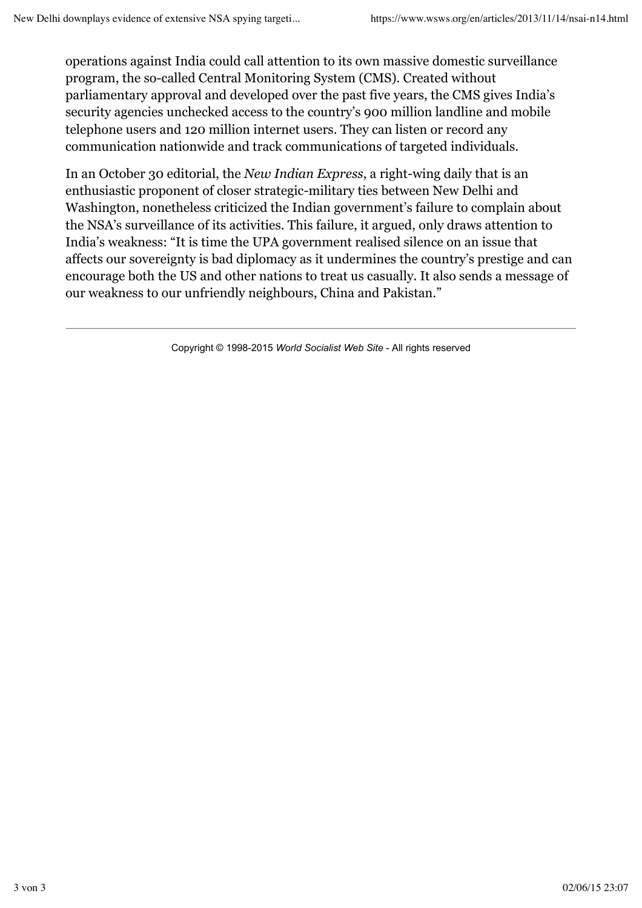operations against India could call attention to its own massive domestic surveillance program, the so-called Central Monitoring System (CMS). Created without parliamentary approval and developed over the past five years, the CMS gives India's security agencies unchecked access to the country's 900 million landline and mobile telephone users and 120 million internet users. They can listen or record any communication nationwide and track communications of targeted individuals.

In an October 30 editorial, the *New Indian Express*, a right-wing daily that is an enthusiastic proponent of closer strategic-military ties between New Delhi and Washington, nonetheless criticized the Indian government's failure to complain about the NSA's surveillance of its activities. This failure, it argued, only draws attention to India's weakness: "It is time the UPA government realised silence on an issue that affects our sovereignty is bad diplomacy as it undermines the country's prestige and can encourage both the US and other nations to treat us casually. It also sends a message of our weakness to our unfriendly neighbours, China and Pakistan."

---

Copyright © 1998-2015 *World Socialist Web Site* - All rights reserved